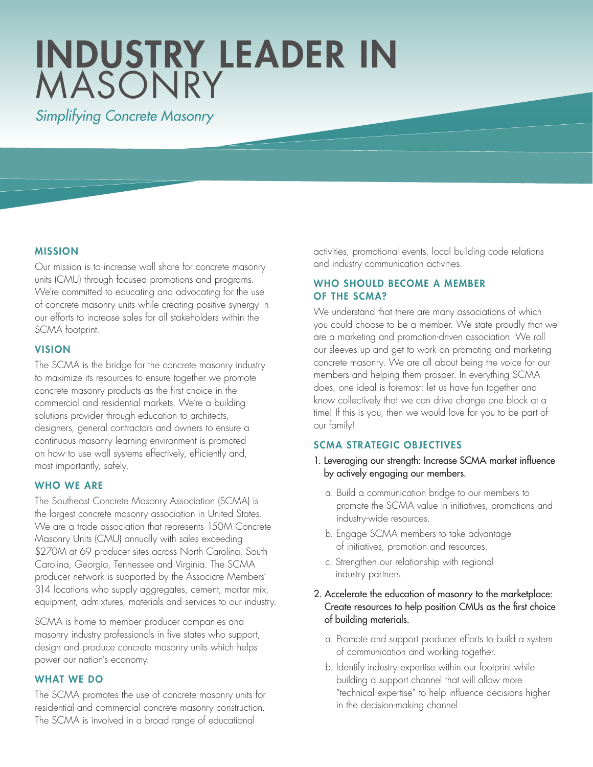# INDUSTRY LEADER IN MASONRY

*Simplifying Concrete Masonry*

## MISSION

Our mission is to increase wall share for concrete masonry units (CMU) through focused promotions and programs. We're committed to educating and advocating for the use of concrete masonry units while creating positive synergy in our efforts to increase sales for all stakeholders within the SCMA footprint.

## VISION

The SCMA is the bridge for the concrete masonry industry to maximize its resources to ensure together we promote concrete masonry products as the first choice in the commercial and residential markets. We're a building solutions provider through education to architects, designers, general contractors and owners to ensure a continuous masonry learning environment is promoted on how to use wall systems effectively, efficiently and, most importantly, safely.

## WHO WE ARE

The Southeast Concrete Masonry Association (SCMA) is the largest concrete masonry association in United States. We are a trade association that represents 150M Concrete Masonry Units (CMU) annually with sales exceeding $270M at 69 producer sites across North Carolina, South Carolina, Georgia, Tennessee and Virginia. The SCMA producer network is supported by the Associate Members' 314 locations who supply aggregates, cement, mortar mix, equipment, admixtures, materials and services to our industry.

SCMA is home to member producer companies and masonry industry professionals in five states who support, design and produce concrete masonry units which helps power our nation's economy.

## WHAT WE DO

The SCMA promotes the use of concrete masonry units for residential and commercial concrete masonry construction. The SCMA is involved in a broad range of educational activities, promotional events, local building code relations and industry communication activities.

## WHO SHOULD BECOME A MEMBER OF THE SCMA?

We understand that there are many associations of which you could choose to be a member. We state proudly that we are a marketing and promotion-driven association. We roll our sleeves up and get to work on promoting and marketing concrete masonry. We are all about being the voice for our members and helping them prosper. In everything SCMA does, one ideal is foremost: let us have fun together and know collectively that we can drive change one block at a time! If this is you, then we would love for you to be part of our family!

## SCMA STRATEGIC OBJECTIVES

1. Leveraging our strength: Increase SCMA market influence by actively engaging our members.
   a. Build a communication bridge to our members to promote the SCMA value in initiatives, promotions and industry-wide resources.
   b. Engage SCMA members to take advantage of initiatives, promotion and resources.
   c. Strengthen our relationship with regional industry partners.
2. Accelerate the education of masonry to the marketplace: Create resources to help position CMUs as the first choice of building materials.
   a. Promote and support producer efforts to build a system of communication and working together.
   b. Identify industry expertise within our footprint while building a support channel that will allow more "technical expertise" to help influence decisions higher in the decision-making channel.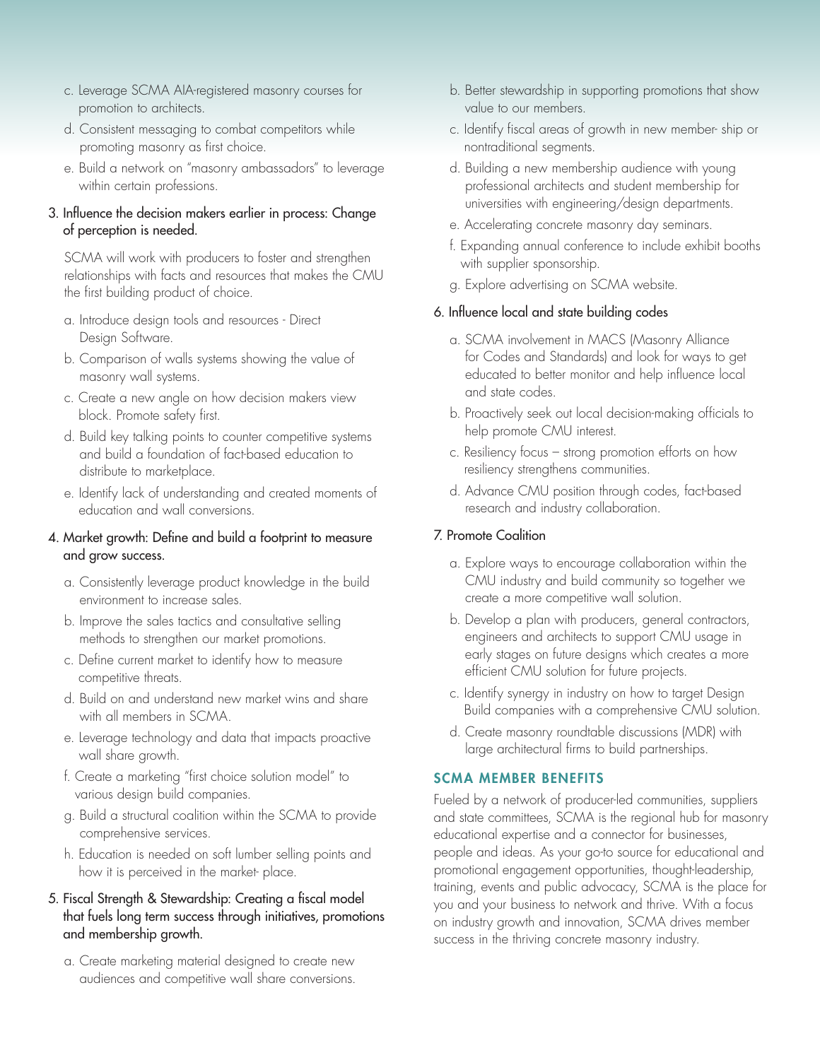c. Leverage SCMA AIA-registered masonry courses for promotion to architects.

d. Consistent messaging to combat competitors while promoting masonry as first choice.

e. Build a network on "masonry ambassadors" to leverage within certain professions.

3. Influence the decision makers earlier in process: Change of perception is needed.

   SCMA will work with producers to foster and strengthen relationships with facts and resources that makes the CMU the first building product of choice.

   a. Introduce design tools and resources - Direct Design Software.

   b. Comparison of walls systems showing the value of masonry wall systems.

   c. Create a new angle on how decision makers view block. Promote safety first.

   d. Build key talking points to counter competitive systems and build a foundation of fact-based education to distribute to marketplace.

   e. Identify lack of understanding and created moments of education and wall conversions.

4. Market growth: Define and build a footprint to measure and grow success.

   a. Consistently leverage product knowledge in the build environment to increase sales.

   b. Improve the sales tactics and consultative selling methods to strengthen our market promotions.

   c. Define current market to identify how to measure competitive threats.

   d. Build on and understand new market wins and share with all members in SCMA.

   e. Leverage technology and data that impacts proactive wall share growth.

   f. Create a marketing "first choice solution model" to various design build companies.

   g. Build a structural coalition within the SCMA to provide comprehensive services.

   h. Education is needed on soft lumber selling points and how it is perceived in the market- place.

5. Fiscal Strength & Stewardship: Creating a fiscal model that fuels long term success through initiatives, promotions and membership growth.

   a. Create marketing material designed to create new audiences and competitive wall share conversions.

   b. Better stewardship in supporting promotions that show value to our members.

   c. Identify fiscal areas of growth in new member- ship or nontraditional segments.

   d. Building a new membership audience with young professional architects and student membership for universities with engineering/design departments.

   e. Accelerating concrete masonry day seminars.

   f. Expanding annual conference to include exhibit booths with supplier sponsorship.

   g. Explore advertising on SCMA website.

6. Influence local and state building codes

   a. SCMA involvement in MACS (Masonry Alliance for Codes and Standards) and look for ways to get educated to better monitor and help influence local and state codes.

   b. Proactively seek out local decision-making officials to help promote CMU interest.

   c. Resiliency focus – strong promotion efforts on how resiliency strengthens communities.

   d. Advance CMU position through codes, fact-based research and industry collaboration.

7. Promote Coalition

   a. Explore ways to encourage collaboration within the CMU industry and build community so together we create a more competitive wall solution.

   b. Develop a plan with producers, general contractors, engineers and architects to support CMU usage in early stages on future designs which creates a more efficient CMU solution for future projects.

   c. Identify synergy in industry on how to target Design Build companies with a comprehensive CMU solution.

   d. Create masonry roundtable discussions (MDR) with large architectural firms to build partnerships.

## SCMA MEMBER BENEFITS

Fueled by a network of producer-led communities, suppliers and state committees, SCMA is the regional hub for masonry educational expertise and a connector for businesses, people and ideas. As your go-to source for educational and promotional engagement opportunities, thought-leadership, training, events and public advocacy, SCMA is the place for you and your business to network and thrive. With a focus on industry growth and innovation, SCMA drives member success in the thriving concrete masonry industry.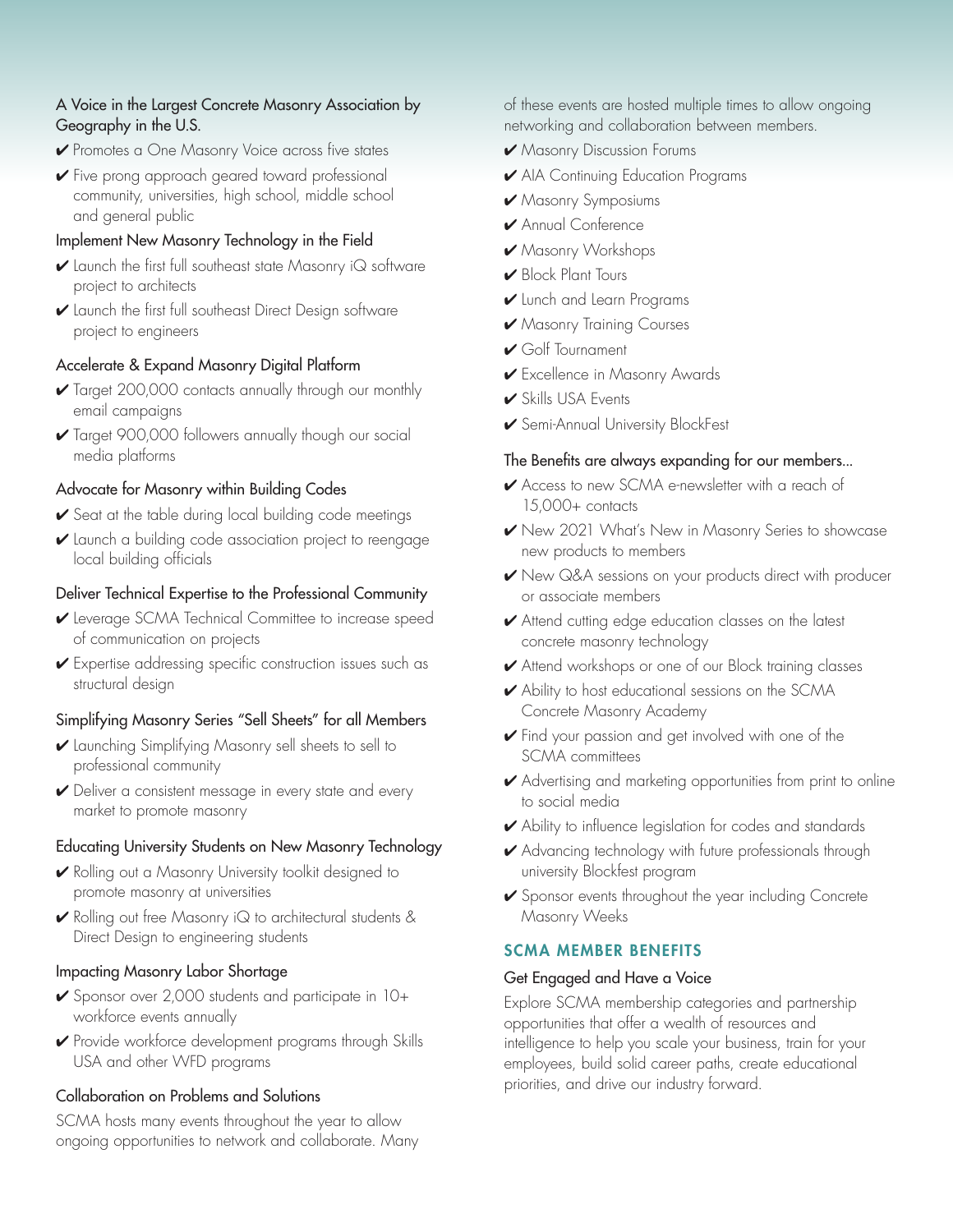### A Voice in the Largest Concrete Masonry Association by Geography in the U.S.

- ✔ Promotes a One Masonry Voice across five states
- ✔ Five prong approach geared toward professional community, universities, high school, middle school and general public

### Implement New Masonry Technology in the Field

- ✔ Launch the first full southeast state Masonry iQ software project to architects
- ✔ Launch the first full southeast Direct Design software project to engineers

### Accelerate & Expand Masonry Digital Platform

- ✔ Target 200,000 contacts annually through our monthly email campaigns
- ✔ Target 900,000 followers annually though our social media platforms

### Advocate for Masonry within Building Codes

- ✔ Seat at the table during local building code meetings
- ✔ Launch a building code association project to reengage local building officials

### Deliver Technical Expertise to the Professional Community

- ✔ Leverage SCMA Technical Committee to increase speed of communication on projects
- ✔ Expertise addressing specific construction issues such as structural design

### Simplifying Masonry Series "Sell Sheets" for all Members

- ✔ Launching Simplifying Masonry sell sheets to sell to professional community
- ✔ Deliver a consistent message in every state and every market to promote masonry

### Educating University Students on New Masonry Technology

- ✔ Rolling out a Masonry University toolkit designed to promote masonry at universities
- ✔ Rolling out free Masonry iQ to architectural students & Direct Design to engineering students

### Impacting Masonry Labor Shortage

- ✔ Sponsor over 2,000 students and participate in 10+ workforce events annually
- ✔ Provide workforce development programs through Skills USA and other WFD programs

### Collaboration on Problems and Solutions

SCMA hosts many events throughout the year to allow ongoing opportunities to network and collaborate. Many of these events are hosted multiple times to allow ongoing networking and collaboration between members.

- ✔ Masonry Discussion Forums
- ✔ AIA Continuing Education Programs
- ✔ Masonry Symposiums
- ✔ Annual Conference
- ✔ Masonry Workshops
- ✔ Block Plant Tours
- ✔ Lunch and Learn Programs
- ✔ Masonry Training Courses
- ✔ Golf Tournament
- ✔ Excellence in Masonry Awards
- ✔ Skills USA Events
- ✔ Semi-Annual University BlockFest

### The Benefits are always expanding for our members...

- ✔ Access to new SCMA e-newsletter with a reach of 15,000+ contacts
- ✔ New 2021 What's New in Masonry Series to showcase new products to members
- ✔ New Q&A sessions on your products direct with producer or associate members
- ✔ Attend cutting edge education classes on the latest concrete masonry technology
- ✔ Attend workshops or one of our Block training classes
- ✔ Ability to host educational sessions on the SCMA Concrete Masonry Academy
- ✔ Find your passion and get involved with one of the SCMA committees
- ✔ Advertising and marketing opportunities from print to online to social media
- ✔ Ability to influence legislation for codes and standards
- ✔ Advancing technology with future professionals through university Blockfest program
- ✔ Sponsor events throughout the year including Concrete Masonry Weeks

## SCMA MEMBER BENEFITS

### Get Engaged and Have a Voice

Explore SCMA membership categories and partnership opportunities that offer a wealth of resources and intelligence to help you scale your business, train for your employees, build solid career paths, create educational priorities, and drive our industry forward.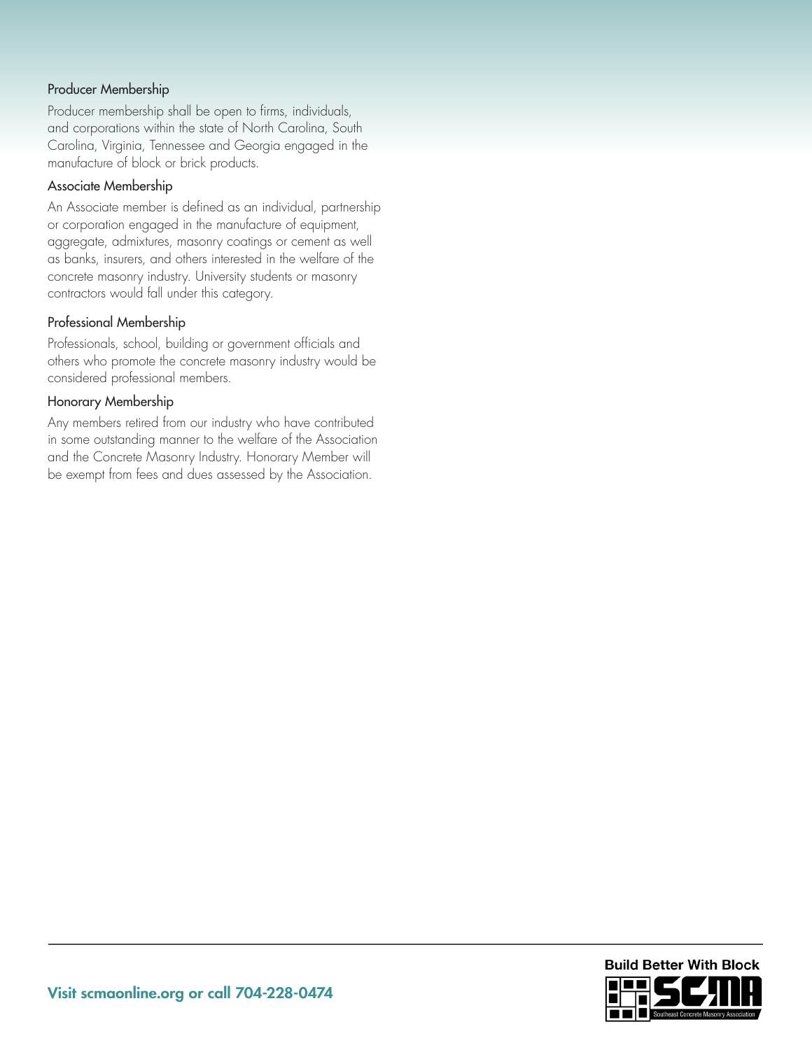### Producer Membership

Producer membership shall be open to firms, individuals, and corporations within the state of North Carolina, South Carolina, Virginia, Tennessee and Georgia engaged in the manufacture of block or brick products.

### Associate Membership

An Associate member is defined as an individual, partnership or corporation engaged in the manufacture of equipment, aggregate, admixtures, masonry coatings or cement as well as banks, insurers, and others interested in the welfare of the concrete masonry industry. University students or masonry contractors would fall under this category.

### Professional Membership

Professionals, school, building or government officials and others who promote the concrete masonry industry would be considered professional members.

### Honorary Membership

Any members retired from our industry who have contributed in some outstanding manner to the welfare of the Association and the Concrete Masonry Industry. Honorary Member will be exempt from fees and dues assessed by the Association.

---

**Visit scmaonline.org or call 704-228-0474**

**Build Better With Block**

SCMA Southeast Concrete Masonry Association